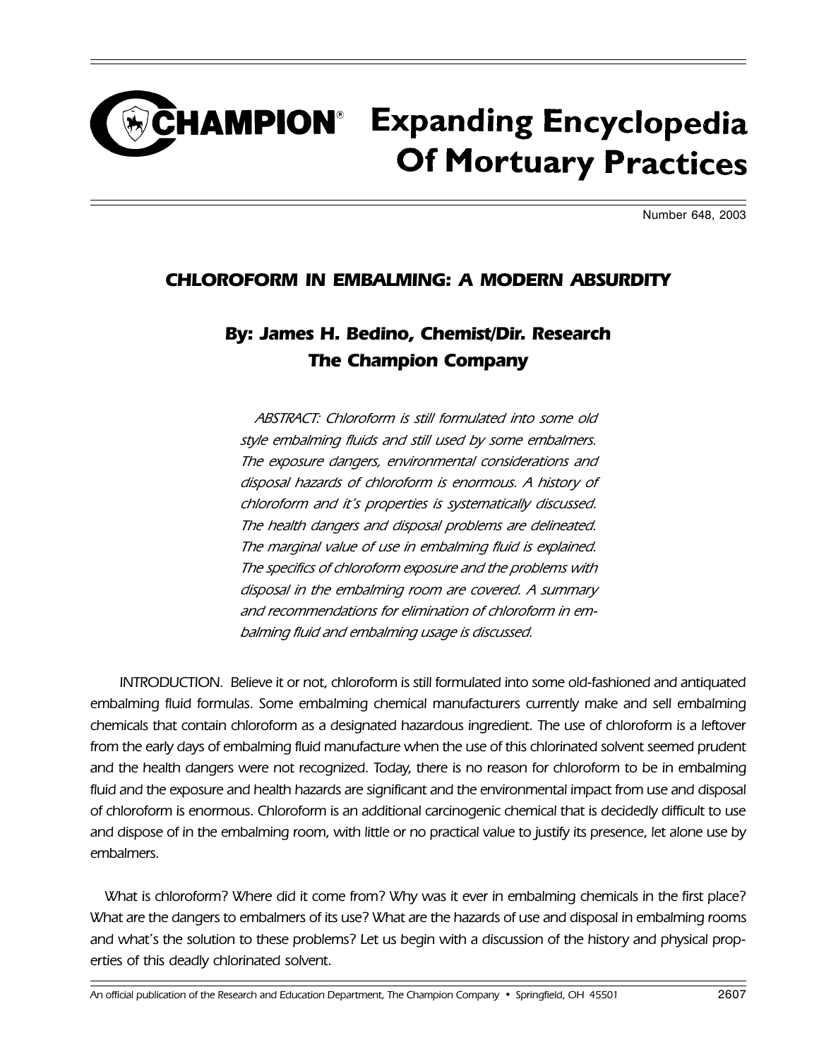# CHAMPION® Expanding Encyclopedia Of Mortuary Practices

Number 648, 2003

## CHLOROFORM IN EMBALMING: A MODERN ABSURDITY

### By: James H. Bedino, Chemist/Dir. Research
### The Champion Company

*ABSTRACT: Chloroform is still formulated into some old style embalming fluids and still used by some embalmers. The exposure dangers, environmental considerations and disposal hazards of chloroform is enormous. A history of chloroform and it's properties is systematically discussed. The health dangers and disposal problems are delineated. The marginal value of use in embalming fluid is explained. The specifics of chloroform exposure and the problems with disposal in the embalming room are covered. A summary and recommendations for elimination of chloroform in embalming fluid and embalming usage is discussed.*

INTRODUCTION. Believe it or not, chloroform is still formulated into some old-fashioned and antiquated embalming fluid formulas. Some embalming chemical manufacturers currently make and sell embalming chemicals that contain chloroform as a designated hazardous ingredient. The use of chloroform is a leftover from the early days of embalming fluid manufacture when the use of this chlorinated solvent seemed prudent and the health dangers were not recognized. Today, there is no reason for chloroform to be in embalming fluid and the exposure and health hazards are significant and the environmental impact from use and disposal of chloroform is enormous. Chloroform is an additional carcinogenic chemical that is decidedly difficult to use and dispose of in the embalming room, with little or no practical value to justify its presence, let alone use by embalmers.

What is chloroform? Where did it come from? Why was it ever in embalming chemicals in the first place? What are the dangers to embalmers of its use? What are the hazards of use and disposal in embalming rooms and what's the solution to these problems? Let us begin with a discussion of the history and physical properties of this deadly chlorinated solvent.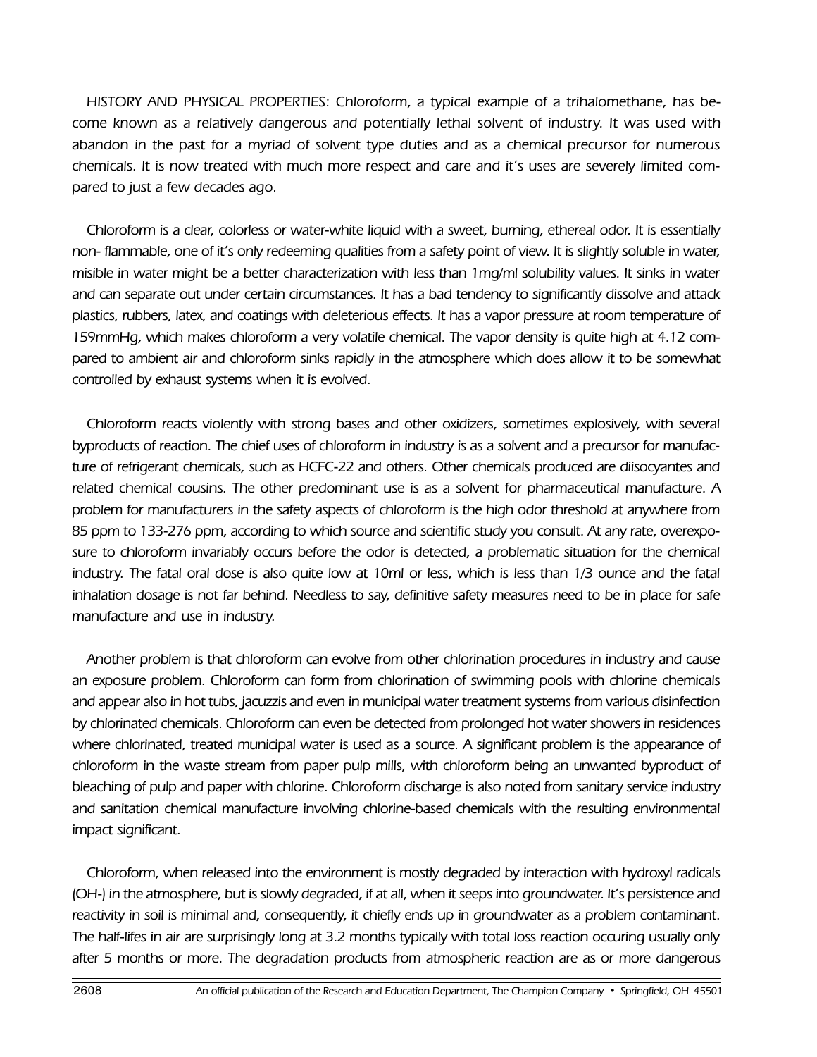HISTORY AND PHYSICAL PROPERTIES: Chloroform, a typical example of a trihalomethane, has become known as a relatively dangerous and potentially lethal solvent of industry. It was used with abandon in the past for a myriad of solvent type duties and as a chemical precursor for numerous chemicals. It is now treated with much more respect and care and it's uses are severely limited compared to just a few decades ago.

Chloroform is a clear, colorless or water-white liquid with a sweet, burning, ethereal odor. It is essentially non- flammable, one of it's only redeeming qualities from a safety point of view. It is slightly soluble in water, misible in water might be a better characterization with less than 1mg/ml solubility values. It sinks in water and can separate out under certain circumstances. It has a bad tendency to significantly dissolve and attack plastics, rubbers, latex, and coatings with deleterious effects. It has a vapor pressure at room temperature of 159mmHg, which makes chloroform a very volatile chemical. The vapor density is quite high at 4.12 compared to ambient air and chloroform sinks rapidly in the atmosphere which does allow it to be somewhat controlled by exhaust systems when it is evolved.

Chloroform reacts violently with strong bases and other oxidizers, sometimes explosively, with several byproducts of reaction. The chief uses of chloroform in industry is as a solvent and a precursor for manufacture of refrigerant chemicals, such as HCFC-22 and others. Other chemicals produced are diisocyantes and related chemical cousins. The other predominant use is as a solvent for pharmaceutical manufacture. A problem for manufacturers in the safety aspects of chloroform is the high odor threshold at anywhere from 85 ppm to 133-276 ppm, according to which source and scientific study you consult. At any rate, overexposure to chloroform invariably occurs before the odor is detected, a problematic situation for the chemical industry. The fatal oral dose is also quite low at 10ml or less, which is less than 1/3 ounce and the fatal inhalation dosage is not far behind. Needless to say, definitive safety measures need to be in place for safe manufacture and use in industry.

Another problem is that chloroform can evolve from other chlorination procedures in industry and cause an exposure problem. Chloroform can form from chlorination of swimming pools with chlorine chemicals and appear also in hot tubs, jacuzzis and even in municipal water treatment systems from various disinfection by chlorinated chemicals. Chloroform can even be detected from prolonged hot water showers in residences where chlorinated, treated municipal water is used as a source. A significant problem is the appearance of chloroform in the waste stream from paper pulp mills, with chloroform being an unwanted byproduct of bleaching of pulp and paper with chlorine. Chloroform discharge is also noted from sanitary service industry and sanitation chemical manufacture involving chlorine-based chemicals with the resulting environmental impact significant.

Chloroform, when released into the environment is mostly degraded by interaction with hydroxyl radicals ($OH^-$) in the atmosphere, but is slowly degraded, if at all, when it seeps into groundwater. It's persistence and reactivity in soil is minimal and, consequently, it chiefly ends up in groundwater as a problem contaminant. The half-lifes in air are surprisingly long at 3.2 months typically with total loss reaction occuring usually only after 5 months or more. The degradation products from atmospheric reaction are as or more dangerous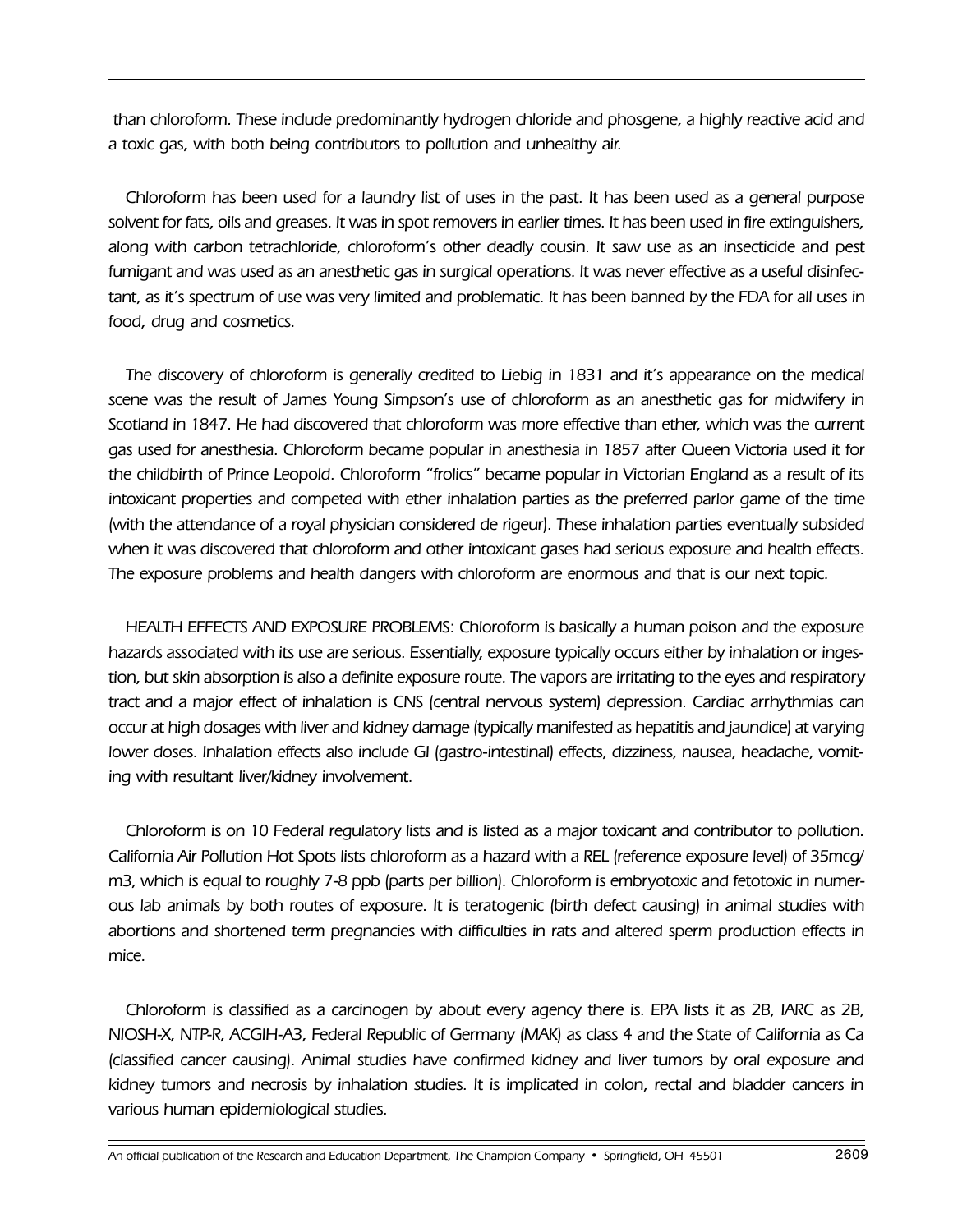than chloroform. These include predominantly hydrogen chloride and phosgene, a highly reactive acid and a toxic gas, with both being contributors to pollution and unhealthy air.

Chloroform has been used for a laundry list of uses in the past. It has been used as a general purpose solvent for fats, oils and greases. It was in spot removers in earlier times. It has been used in fire extinguishers, along with carbon tetrachloride, chloroform's other deadly cousin. It saw use as an insecticide and pest fumigant and was used as an anesthetic gas in surgical operations. It was never effective as a useful disinfectant, as it's spectrum of use was very limited and problematic. It has been banned by the FDA for all uses in food, drug and cosmetics.

The discovery of chloroform is generally credited to Liebig in 1831 and it's appearance on the medical scene was the result of James Young Simpson's use of chloroform as an anesthetic gas for midwifery in Scotland in 1847. He had discovered that chloroform was more effective than ether, which was the current gas used for anesthesia. Chloroform became popular in anesthesia in 1857 after Queen Victoria used it for the childbirth of Prince Leopold. Chloroform "frolics" became popular in Victorian England as a result of its intoxicant properties and competed with ether inhalation parties as the preferred parlor game of the time (with the attendance of a royal physician considered de rigeur). These inhalation parties eventually subsided when it was discovered that chloroform and other intoxicant gases had serious exposure and health effects. The exposure problems and health dangers with chloroform are enormous and that is our next topic.

HEALTH EFFECTS AND EXPOSURE PROBLEMS: Chloroform is basically a human poison and the exposure hazards associated with its use are serious. Essentially, exposure typically occurs either by inhalation or ingestion, but skin absorption is also a definite exposure route. The vapors are irritating to the eyes and respiratory tract and a major effect of inhalation is CNS (central nervous system) depression. Cardiac arrhythmias can occur at high dosages with liver and kidney damage (typically manifested as hepatitis and jaundice) at varying lower doses. Inhalation effects also include GI (gastro-intestinal) effects, dizziness, nausea, headache, vomiting with resultant liver/kidney involvement.

Chloroform is on 10 Federal regulatory lists and is listed as a major toxicant and contributor to pollution. California Air Pollution Hot Spots lists chloroform as a hazard with a REL (reference exposure level) of 35mcg/m3, which is equal to roughly 7-8 ppb (parts per billion). Chloroform is embryotoxic and fetotoxic in numerous lab animals by both routes of exposure. It is teratogenic (birth defect causing) in animal studies with abortions and shortened term pregnancies with difficulties in rats and altered sperm production effects in mice.

Chloroform is classified as a carcinogen by about every agency there is. EPA lists it as 2B, IARC as 2B, NIOSH-X, NTP-R, ACGIH-A3, Federal Republic of Germany (MAK) as class 4 and the State of California as Ca (classified cancer causing). Animal studies have confirmed kidney and liver tumors by oral exposure and kidney tumors and necrosis by inhalation studies. It is implicated in colon, rectal and bladder cancers in various human epidemiological studies.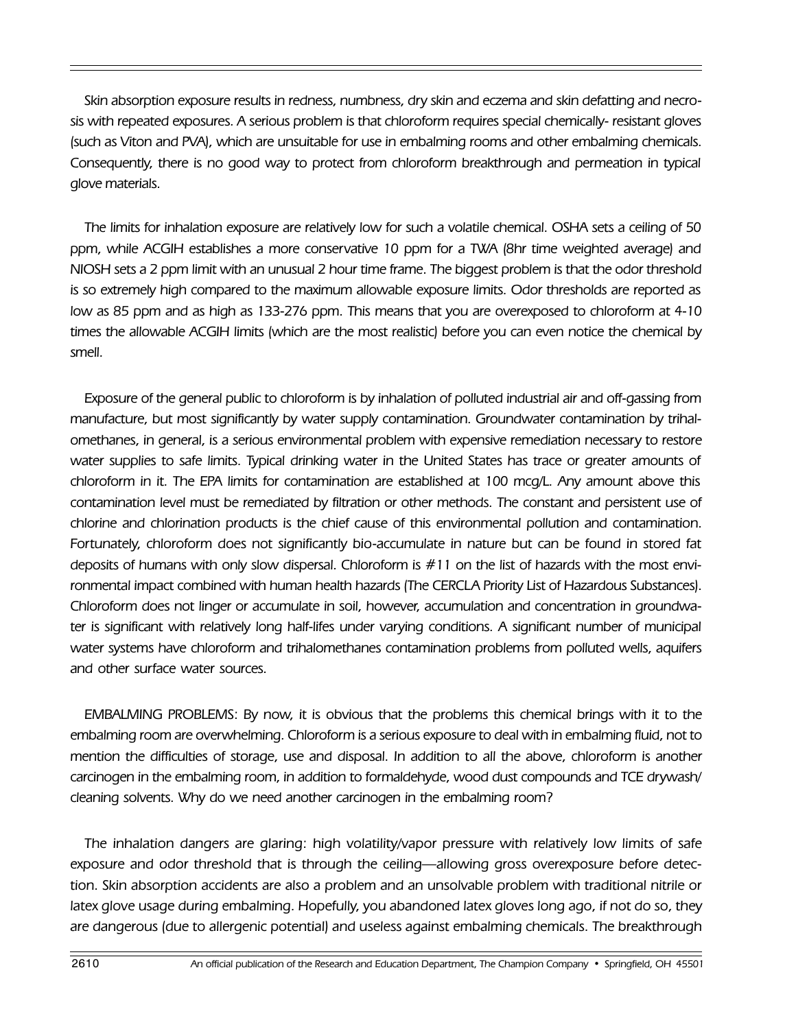Skin absorption exposure results in redness, numbness, dry skin and eczema and skin defatting and necrosis with repeated exposures. A serious problem is that chloroform requires special chemically- resistant gloves (such as Viton and PVA), which are unsuitable for use in embalming rooms and other embalming chemicals. Consequently, there is no good way to protect from chloroform breakthrough and permeation in typical glove materials.

The limits for inhalation exposure are relatively low for such a volatile chemical. OSHA sets a ceiling of 50 ppm, while ACGIH establishes a more conservative 10 ppm for a TWA (8hr time weighted average) and NIOSH sets a 2 ppm limit with an unusual 2 hour time frame. The biggest problem is that the odor threshold is so extremely high compared to the maximum allowable exposure limits. Odor thresholds are reported as low as 85 ppm and as high as 133-276 ppm. This means that you are overexposed to chloroform at 4-10 times the allowable ACGIH limits (which are the most realistic) before you can even notice the chemical by smell.

Exposure of the general public to chloroform is by inhalation of polluted industrial air and off-gassing from manufacture, but most significantly by water supply contamination. Groundwater contamination by trihalomethanes, in general, is a serious environmental problem with expensive remediation necessary to restore water supplies to safe limits. Typical drinking water in the United States has trace or greater amounts of chloroform in it. The EPA limits for contamination are established at 100 mcg/L. Any amount above this contamination level must be remediated by filtration or other methods. The constant and persistent use of chlorine and chlorination products is the chief cause of this environmental pollution and contamination. Fortunately, chloroform does not significantly bio-accumulate in nature but can be found in stored fat deposits of humans with only slow dispersal. Chloroform is #11 on the list of hazards with the most environmental impact combined with human health hazards (The CERCLA Priority List of Hazardous Substances). Chloroform does not linger or accumulate in soil, however, accumulation and concentration in groundwater is significant with relatively long half-lifes under varying conditions. A significant number of municipal water systems have chloroform and trihalomethanes contamination problems from polluted wells, aquifers and other surface water sources.

EMBALMING PROBLEMS: By now, it is obvious that the problems this chemical brings with it to the embalming room are overwhelming. Chloroform is a serious exposure to deal with in embalming fluid, not to mention the difficulties of storage, use and disposal. In addition to all the above, chloroform is another carcinogen in the embalming room, in addition to formaldehyde, wood dust compounds and TCE drywash/ cleaning solvents. Why do we need another carcinogen in the embalming room?

The inhalation dangers are glaring: high volatility/vapor pressure with relatively low limits of safe exposure and odor threshold that is through the ceiling—allowing gross overexposure before detection. Skin absorption accidents are also a problem and an unsolvable problem with traditional nitrile or latex glove usage during embalming. Hopefully, you abandoned latex gloves long ago, if not do so, they are dangerous (due to allergenic potential) and useless against embalming chemicals. The breakthrough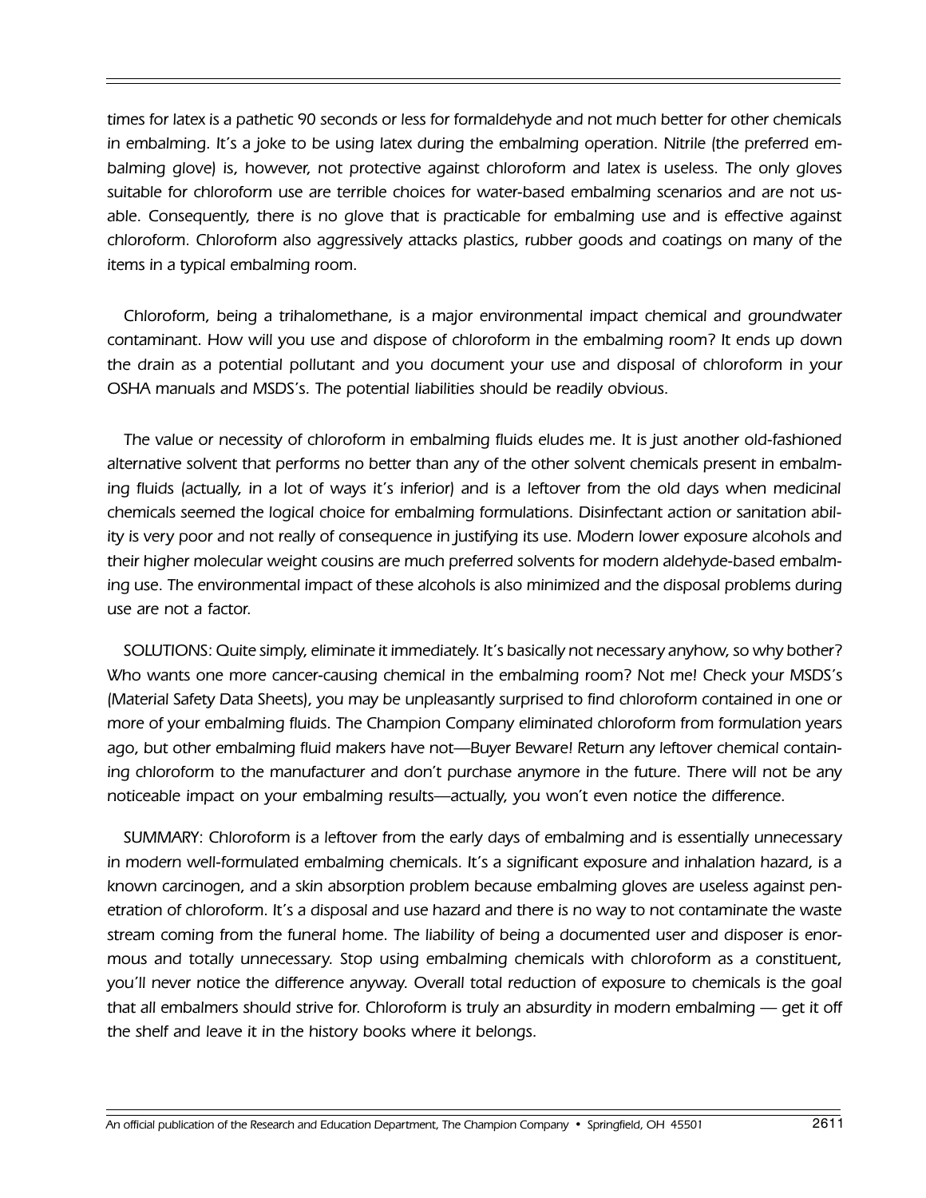*times for latex is a pathetic 90 seconds or less for formaldehyde and not much better for other chemicals in embalming. It's a joke to be using latex during the embalming operation. Nitrile (the preferred embalming glove) is, however, not protective against chloroform and latex is useless. The only gloves suitable for chloroform use are terrible choices for water-based embalming scenarios and are not usable. Consequently, there is no glove that is practicable for embalming use and is effective against chloroform. Chloroform also aggressively attacks plastics, rubber goods and coatings on many of the items in a typical embalming room.*

*Chloroform, being a trihalomethane, is a major environmental impact chemical and groundwater contaminant. How will you use and dispose of chloroform in the embalming room? It ends up down the drain as a potential pollutant and you document your use and disposal of chloroform in your OSHA manuals and MSDS's. The potential liabilities should be readily obvious.*

*The value or necessity of chloroform in embalming fluids eludes me. It is just another old-fashioned alternative solvent that performs no better than any of the other solvent chemicals present in embalming fluids (actually, in a lot of ways it's inferior) and is a leftover from the old days when medicinal chemicals seemed the logical choice for embalming formulations. Disinfectant action or sanitation ability is very poor and not really of consequence in justifying its use. Modern lower exposure alcohols and their higher molecular weight cousins are much preferred solvents for modern aldehyde-based embalming use. The environmental impact of these alcohols is also minimized and the disposal problems during use are not a factor.*

*SOLUTIONS: Quite simply, eliminate it immediately. It's basically not necessary anyhow, so why bother? Who wants one more cancer-causing chemical in the embalming room? Not me! Check your MSDS's (Material Safety Data Sheets), you may be unpleasantly surprised to find chloroform contained in one or more of your embalming fluids. The Champion Company eliminated chloroform from formulation years ago, but other embalming fluid makers have not—Buyer Beware! Return any leftover chemical containing chloroform to the manufacturer and don't purchase anymore in the future. There will not be any noticeable impact on your embalming results—actually, you won't even notice the difference.*

*SUMMARY: Chloroform is a leftover from the early days of embalming and is essentially unnecessary in modern well-formulated embalming chemicals. It's a significant exposure and inhalation hazard, is a known carcinogen, and a skin absorption problem because embalming gloves are useless against penetration of chloroform. It's a disposal and use hazard and there is no way to not contaminate the waste stream coming from the funeral home. The liability of being a documented user and disposer is enormous and totally unnecessary. Stop using embalming chemicals with chloroform as a constituent, you'll never notice the difference anyway. Overall total reduction of exposure to chemicals is the goal that all embalmers should strive for. Chloroform is truly an absurdity in modern embalming — get it off the shelf and leave it in the history books where it belongs.*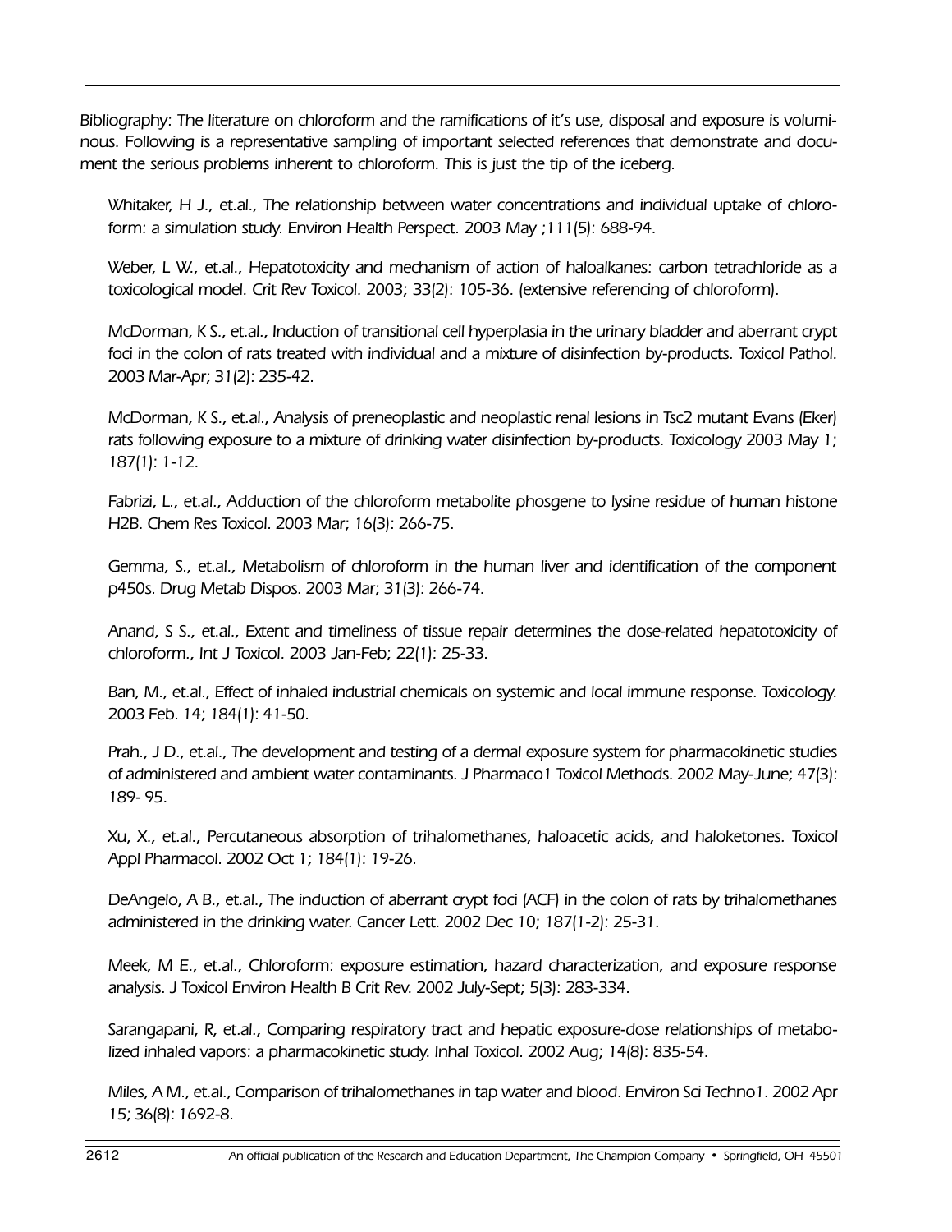*Bibliography: The literature on chloroform and the ramifications of it's use, disposal and exposure is voluminous. Following is a representative sampling of important selected references that demonstrate and document the serious problems inherent to chloroform. This is just the tip of the iceberg.*

*Whitaker, H J., et.al., The relationship between water concentrations and individual uptake of chloroform: a simulation study. Environ Health Perspect. 2003 May ;111(5): 688-94.*

*Weber, L W., et.al., Hepatotoxicity and mechanism of action of haloalkanes: carbon tetrachloride as a toxicological model. Crit Rev Toxicol. 2003; 33(2): 105-36. (extensive referencing of chloroform).*

*McDorman, K S., et.al., Induction of transitional cell hyperplasia in the urinary bladder and aberrant crypt foci in the colon of rats treated with individual and a mixture of disinfection by-products. Toxicol Pathol. 2003 Mar-Apr; 31(2): 235-42.*

*McDorman, K S., et.al., Analysis of preneoplastic and neoplastic renal lesions in Tsc2 mutant Evans (Eker) rats following exposure to a mixture of drinking water disinfection by-products. Toxicology 2003 May 1; 187(1): 1-12.*

*Fabrizi, L., et.al., Adduction of the chloroform metabolite phosgene to lysine residue of human histone H2B. Chem Res Toxicol. 2003 Mar; 16(3): 266-75.*

*Gemma, S., et.al., Metabolism of chloroform in the human liver and identification of the component p450s. Drug Metab Dispos. 2003 Mar; 31(3): 266-74.*

*Anand, S S., et.al., Extent and timeliness of tissue repair determines the dose-related hepatotoxicity of chloroform., Int J Toxicol. 2003 Jan-Feb; 22(1): 25-33.*

*Ban, M., et.al., Effect of inhaled industrial chemicals on systemic and local immune response. Toxicology. 2003 Feb. 14; 184(1): 41-50.*

*Prah., J D., et.al., The development and testing of a dermal exposure system for pharmacokinetic studies of administered and ambient water contaminants. J Pharmaco1 Toxicol Methods. 2002 May-June; 47(3): 189- 95.*

*Xu, X., et.al., Percutaneous absorption of trihalomethanes, haloacetic acids, and haloketones. Toxicol Appl Pharmacol. 2002 Oct 1; 184(1): 19-26.*

*DeAngelo, A B., et.al., The induction of aberrant crypt foci (ACF) in the colon of rats by trihalomethanes administered in the drinking water. Cancer Lett. 2002 Dec 10; 187(1-2): 25-31.*

*Meek, M E., et.al., Chloroform: exposure estimation, hazard characterization, and exposure response analysis. J Toxicol Environ Health B Crit Rev. 2002 July-Sept; 5(3): 283-334.*

*Sarangapani, R, et.al., Comparing respiratory tract and hepatic exposure-dose relationships of metabolized inhaled vapors: a pharmacokinetic study. Inhal Toxicol. 2002 Aug; 14(8): 835-54.*

*Miles, A M., et.al., Comparison of trihalomethanes in tap water and blood. Environ Sci Techno1. 2002 Apr 15; 36(8): 1692-8.*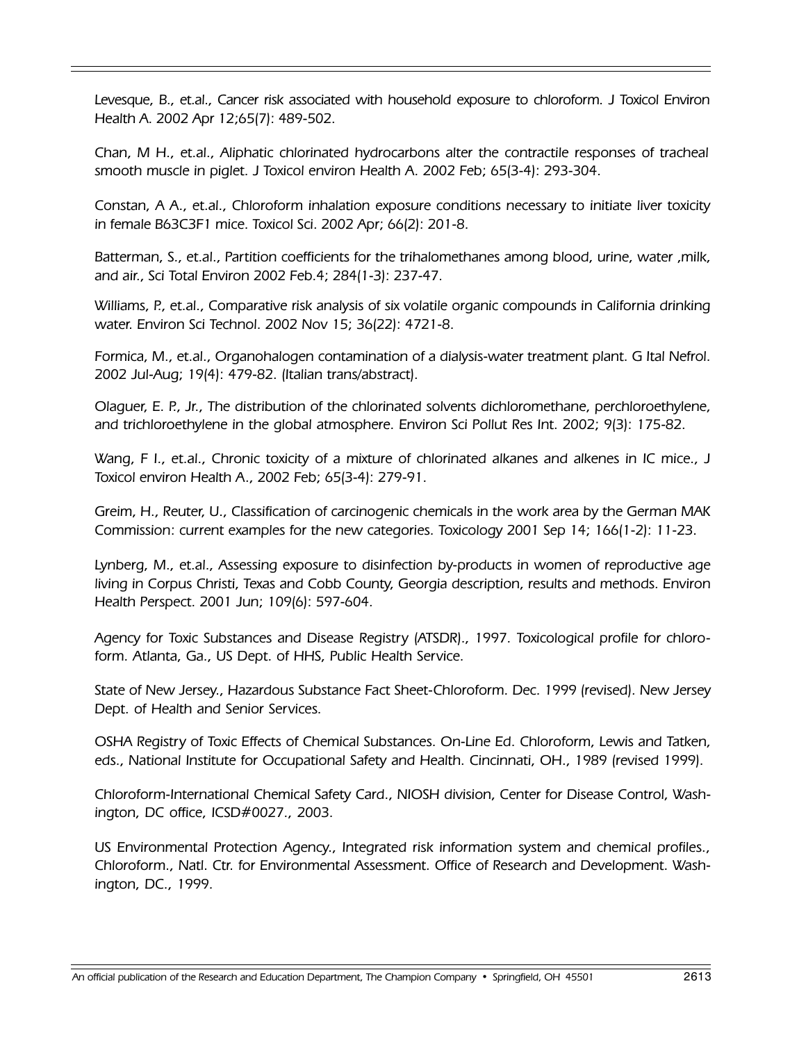*Levesque, B., et.al., Cancer risk associated with household exposure to chloroform. J Toxicol Environ Health A. 2002 Apr 12;65(7): 489-502.*

*Chan, M H., et.al., Aliphatic chlorinated hydrocarbons alter the contractile responses of tracheal smooth muscle in piglet. J Toxicol environ Health A. 2002 Feb; 65(3-4): 293-304.*

*Constan, A A., et.al., Chloroform inhalation exposure conditions necessary to initiate liver toxicity in female B63C3F1 mice. Toxicol Sci. 2002 Apr; 66(2): 201-8.*

*Batterman, S., et.al., Partition coefficients for the trihalomethanes among blood, urine, water ,milk, and air., Sci Total Environ 2002 Feb.4; 284(1-3): 237-47.*

*Williams, P., et.al., Comparative risk analysis of six volatile organic compounds in California drinking water. Environ Sci Technol. 2002 Nov 15; 36(22): 4721-8.*

*Formica, M., et.al., Organohalogen contamination of a dialysis-water treatment plant. G Ital Nefrol. 2002 Jul-Aug; 19(4): 479-82. (Italian trans/abstract).*

*Olaguer, E. P., Jr., The distribution of the chlorinated solvents dichloromethane, perchloroethylene, and trichloroethylene in the global atmosphere. Environ Sci Pollut Res Int. 2002; 9(3): 175-82.*

*Wang, F I., et.al., Chronic toxicity of a mixture of chlorinated alkanes and alkenes in IC mice., J Toxicol environ Health A., 2002 Feb; 65(3-4): 279-91.*

*Greim, H., Reuter, U., Classification of carcinogenic chemicals in the work area by the German MAK Commission: current examples for the new categories. Toxicology 2001 Sep 14; 166(1-2): 11-23.*

*Lynberg, M., et.al., Assessing exposure to disinfection by-products in women of reproductive age living in Corpus Christi, Texas and Cobb County, Georgia description, results and methods. Environ Health Perspect. 2001 Jun; 109(6): 597-604.*

*Agency for Toxic Substances and Disease Registry (ATSDR)., 1997. Toxicological profile for chloroform. Atlanta, Ga., US Dept. of HHS, Public Health Service.*

*State of New Jersey., Hazardous Substance Fact Sheet-Chloroform. Dec. 1999 (revised). New Jersey Dept. of Health and Senior Services.*

*OSHA Registry of Toxic Effects of Chemical Substances. On-Line Ed. Chloroform, Lewis and Tatken, eds., National Institute for Occupational Safety and Health. Cincinnati, OH., 1989 (revised 1999).*

*Chloroform-International Chemical Safety Card., NIOSH division, Center for Disease Control, Washington, DC office, ICSD#0027., 2003.*

*US Environmental Protection Agency., Integrated risk information system and chemical profiles., Chloroform., Natl. Ctr. for Environmental Assessment. Office of Research and Development. Washington, DC., 1999.*